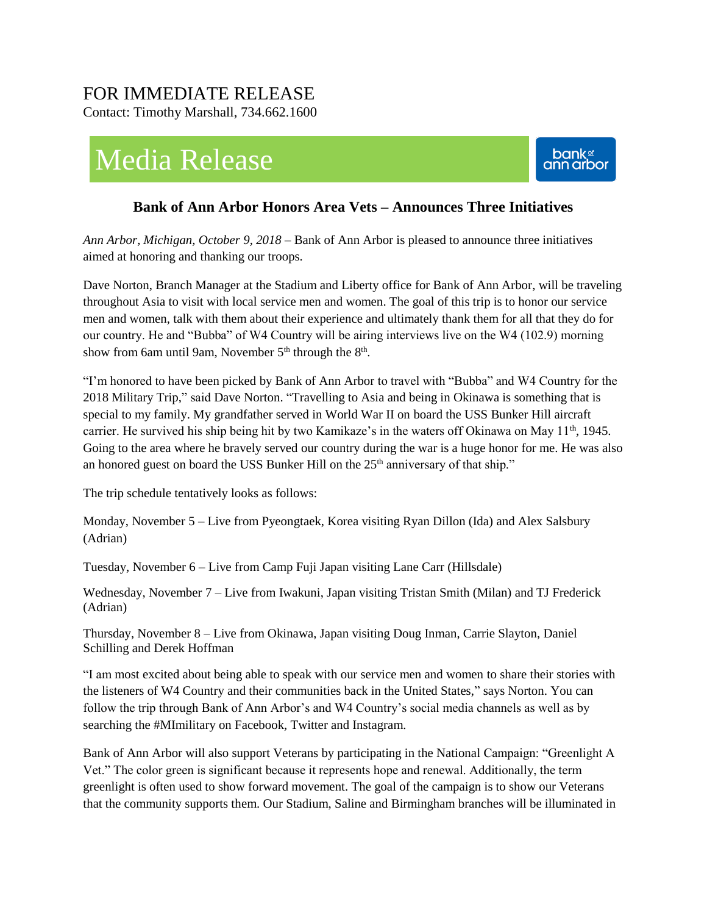FOR IMMEDIATE RELEASE

Contact: Timothy Marshall, 734.662.1600

# Media Release

bank of ann arbor

## Bank of Ann Arbor Honors Area Vets – Announces Three Initiatives

*Ann Arbor, Michigan, October 9, 2018* – Bank of Ann Arbor is pleased to announce three initiatives aimed at honoring and thanking our troops.

Dave Norton, Branch Manager at the Stadium and Liberty office for Bank of Ann Arbor, will be traveling throughout Asia to visit with local service men and women. The goal of this trip is to honor our service men and women, talk with them about their experience and ultimately thank them for all that they do for our country. He and "Bubba" of W4 Country will be airing interviews live on the W4 (102.9) morning show from 6am until 9am, November 5th through the 8th.

"I'm honored to have been picked by Bank of Ann Arbor to travel with "Bubba" and W4 Country for the 2018 Military Trip," said Dave Norton. "Travelling to Asia and being in Okinawa is something that is special to my family. My grandfather served in World War II on board the USS Bunker Hill aircraft carrier. He survived his ship being hit by two Kamikaze's in the waters off Okinawa on May 11th, 1945. Going to the area where he bravely served our country during the war is a huge honor for me. He was also an honored guest on board the USS Bunker Hill on the 25th anniversary of that ship."

The trip schedule tentatively looks as follows:

Monday, November 5 – Live from Pyeongtaek, Korea visiting Ryan Dillon (Ida) and Alex Salsbury (Adrian)

Tuesday, November 6 – Live from Camp Fuji Japan visiting Lane Carr (Hillsdale)

Wednesday, November 7 – Live from Iwakuni, Japan visiting Tristan Smith (Milan) and TJ Frederick (Adrian)

Thursday, November 8 – Live from Okinawa, Japan visiting Doug Inman, Carrie Slayton, Daniel Schilling and Derek Hoffman

"I am most excited about being able to speak with our service men and women to share their stories with the listeners of W4 Country and their communities back in the United States," says Norton. You can follow the trip through Bank of Ann Arbor's and W4 Country's social media channels as well as by searching the #MImilitary on Facebook, Twitter and Instagram.

Bank of Ann Arbor will also support Veterans by participating in the National Campaign: "Greenlight A Vet." The color green is significant because it represents hope and renewal. Additionally, the term greenlight is often used to show forward movement. The goal of the campaign is to show our Veterans that the community supports them. Our Stadium, Saline and Birmingham branches will be illuminated in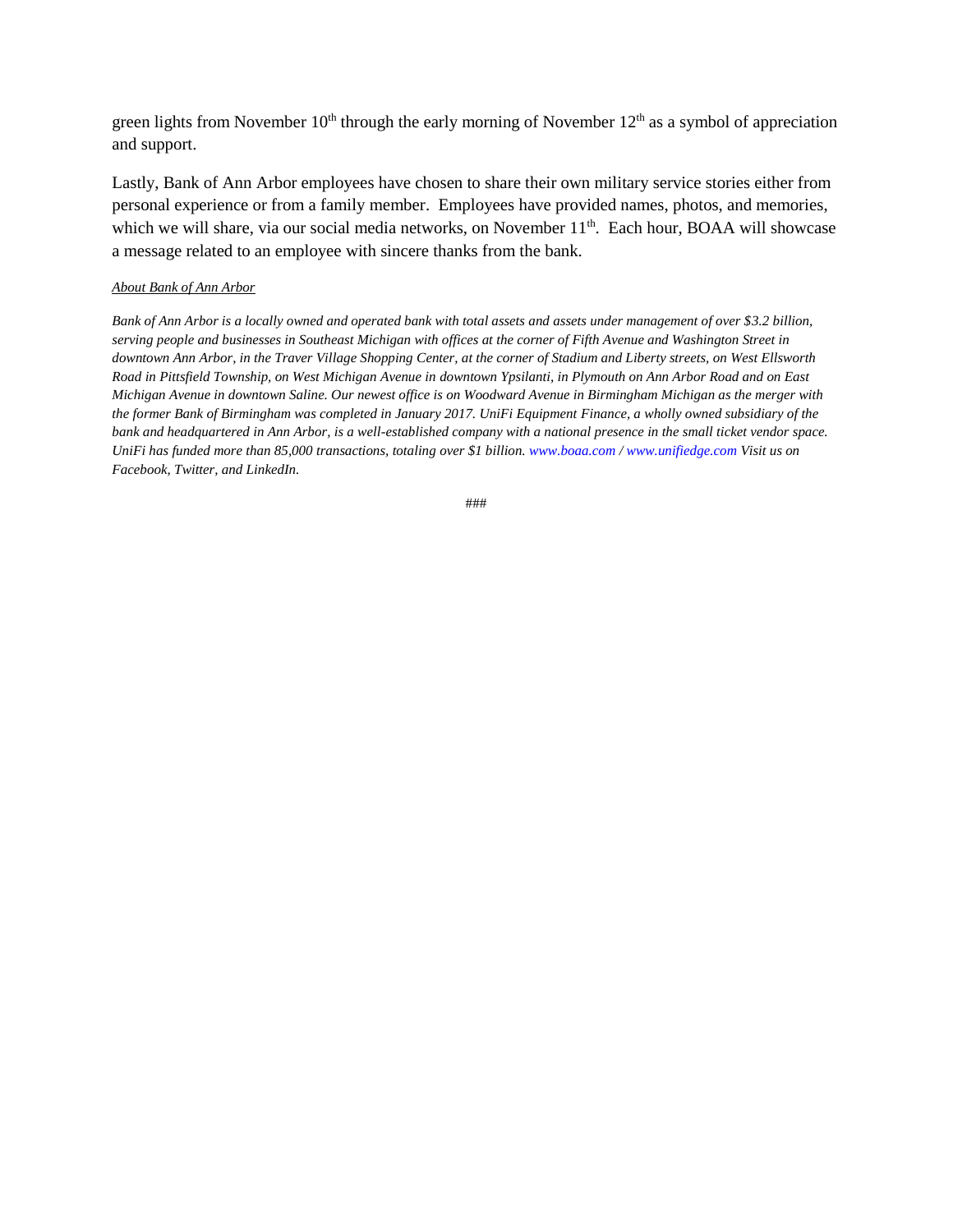green lights from November 10th through the early morning of November 12th as a symbol of appreciation and support.

Lastly, Bank of Ann Arbor employees have chosen to share their own military service stories either from personal experience or from a family member. Employees have provided names, photos, and memories, which we will share, via our social media networks, on November 11th. Each hour, BOAA will showcase a message related to an employee with sincere thanks from the bank.

*About Bank of Ann Arbor*

*Bank of Ann Arbor is a locally owned and operated bank with total assets and assets under management of over $3.2 billion, serving people and businesses in Southeast Michigan with offices at the corner of Fifth Avenue and Washington Street in downtown Ann Arbor, in the Traver Village Shopping Center, at the corner of Stadium and Liberty streets, on West Ellsworth Road in Pittsfield Township, on West Michigan Avenue in downtown Ypsilanti, in Plymouth on Ann Arbor Road and on East Michigan Avenue in downtown Saline. Our newest office is on Woodward Avenue in Birmingham Michigan as the merger with the former Bank of Birmingham was completed in January 2017. UniFi Equipment Finance, a wholly owned subsidiary of the bank and headquartered in Ann Arbor, is a well-established company with a national presence in the small ticket vendor space. UniFi has funded more than 85,000 transactions, totaling over $1 billion. www.boaa.com / www.unifiedge.com Visit us on Facebook, Twitter, and LinkedIn.*

###